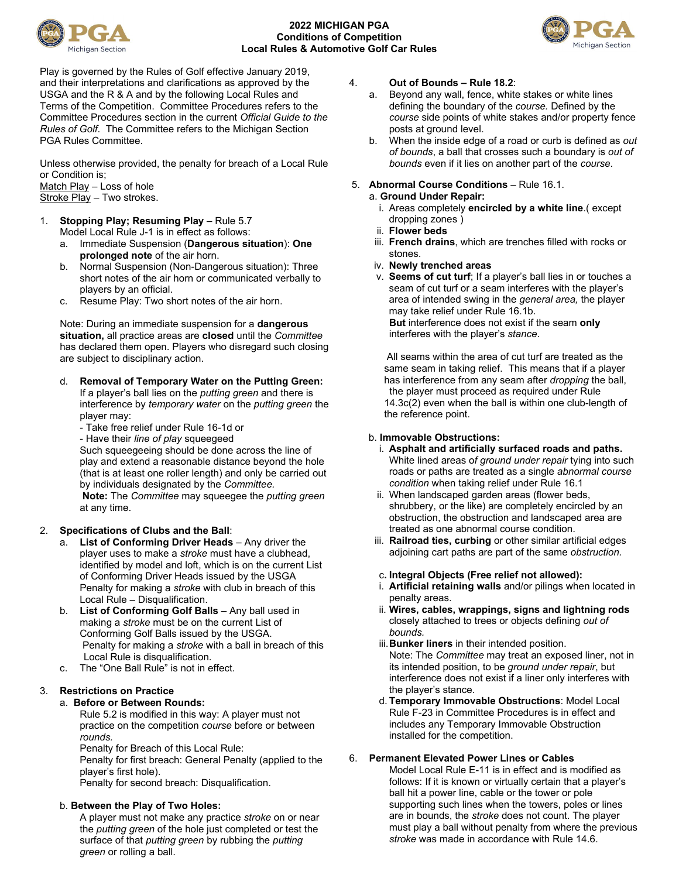# 2022 MICHIGAN PGA
## Conditions of Competition
## Local Rules & Automotive Golf Car Rules

Play is governed by the Rules of Golf effective January 2019, and their interpretations and clarifications as approved by the USGA and the R & A and by the following Local Rules and Terms of the Competition. Committee Procedures refers to the Committee Procedures section in the current *Official Guide to the Rules of Golf*. The Committee refers to the Michigan Section PGA Rules Committee.

Unless otherwise provided, the penalty for breach of a Local Rule or Condition is;
Match Play – Loss of hole
Stroke Play – Two strokes.

1. **Stopping Play; Resuming Play** – Rule 5.7
   Model Local Rule J-1 is in effect as follows:
   a. Immediate Suspension (**Dangerous situation**): **One prolonged note** of the air horn.
   b. Normal Suspension (Non-Dangerous situation): Three short notes of the air horn or communicated verbally to players by an official.
   c. Resume Play: Two short notes of the air horn.

   Note: During an immediate suspension for a **dangerous situation,** all practice areas are **closed** until the *Committee* has declared them open. Players who disregard such closing are subject to disciplinary action.

   d. **Removal of Temporary Water on the Putting Green:** If a player's ball lies on the *putting green* and there is interference by *temporary water* on the *putting green* the player may:
   - Take free relief under Rule 16-1d or
   - Have their *line of play* squeegeed

   Such squeegeeing should be done across the line of play and extend a reasonable distance beyond the hole (that is at least one roller length) and only be carried out by individuals designated by the *Committee.*
   **Note:** The *Committee* may squeegee the *putting green* at any time.

2. **Specifications of Clubs and the Ball**:
   a. **List of Conforming Driver Heads** – Any driver the player uses to make a *stroke* must have a clubhead, identified by model and loft, which is on the current List of Conforming Driver Heads issued by the USGA
   Penalty for making a *stroke* with club in breach of this Local Rule – Disqualification.
   b. **List of Conforming Golf Balls** – Any ball used in making a *stroke* must be on the current List of Conforming Golf Balls issued by the USGA.
   Penalty for making a *stroke* with a ball in breach of this Local Rule is disqualification.
   c. The "One Ball Rule" is not in effect.

3. **Restrictions on Practice**
   a. **Before or Between Rounds:**
   Rule 5.2 is modified in this way: A player must not practice on the competition *course* before or between *rounds.*
   Penalty for Breach of this Local Rule:
   Penalty for first breach: General Penalty (applied to the player's first hole).
   Penalty for second breach: Disqualification.

   b. **Between the Play of Two Holes:**
   A player must not make any practice *stroke* on or near the *putting green* of the hole just completed or test the surface of that *putting green* by rubbing the *putting green* or rolling a ball.

4. **Out of Bounds – Rule 18.2**:
   a. Beyond any wall, fence, white stakes or white lines defining the boundary of the *course.* Defined by the *course* side points of white stakes and/or property fence posts at ground level.
   b. When the inside edge of a road or curb is defined as *out of bounds*, a ball that crosses such a boundary is *out of bounds* even if it lies on another part of the *course*.

5. **Abnormal Course Conditions** – Rule 16.1.
   a. **Ground Under Repair:**
   i. Areas completely **encircled by a white line**.( except dropping zones )
   ii. **Flower beds**
   iii. **French drains**, which are trenches filled with rocks or stones.
   iv. **Newly trenched areas**
   v. **Seems of cut turf**; If a player's ball lies in or touches a seam of cut turf or a seam interferes with the player's area of intended swing in the *general area,* the player may take relief under Rule 16.1b.
   **But** interference does not exist if the seam **only** interferes with the player's *stance*.

   All seams within the area of cut turf are treated as the same seam in taking relief. This means that if a player has interference from any seam after *dropping* the ball, the player must proceed as required under Rule 14.3c(2) even when the ball is within one club-length of the reference point.

   b. **Immovable Obstructions:**
   i. **Asphalt and artificially surfaced roads and paths.** White lined areas o*f ground under repair* tying into such roads or paths are treated as a single *abnormal course condition* when taking relief under Rule 16.1
   ii. When landscaped garden areas (flower beds, shrubbery, or the like) are completely encircled by an obstruction, the obstruction and landscaped area are treated as one abnormal course condition.
   iii. **Railroad ties, curbing** or other similar artificial edges adjoining cart paths are part of the same *obstruction.*

   c**. Integral Objects (Free relief not allowed):**
   i. **Artificial retaining walls** and/or pilings when located in penalty areas.
   ii. **Wires, cables, wrappings, signs and lightning rods** closely attached to trees or objects defining *out of bounds.*
   iii. **Bunker liners** in their intended position.
   Note: The *Committee* may treat an exposed liner, not in its intended position, to be *ground under repair*, but interference does not exist if a liner only interferes with the player's stance.

   d. **Temporary Immovable Obstructions**: Model Local Rule F-23 in Committee Procedures is in effect and includes any Temporary Immovable Obstruction installed for the competition.

6. **Permanent Elevated Power Lines or Cables**
   Model Local Rule E-11 is in effect and is modified as follows: If it is known or virtually certain that a player's ball hit a power line, cable or the tower or pole supporting such lines when the towers, poles or lines are in bounds, the *stroke* does not count. The player must play a ball without penalty from where the previous *stroke* was made in accordance with Rule 14.6.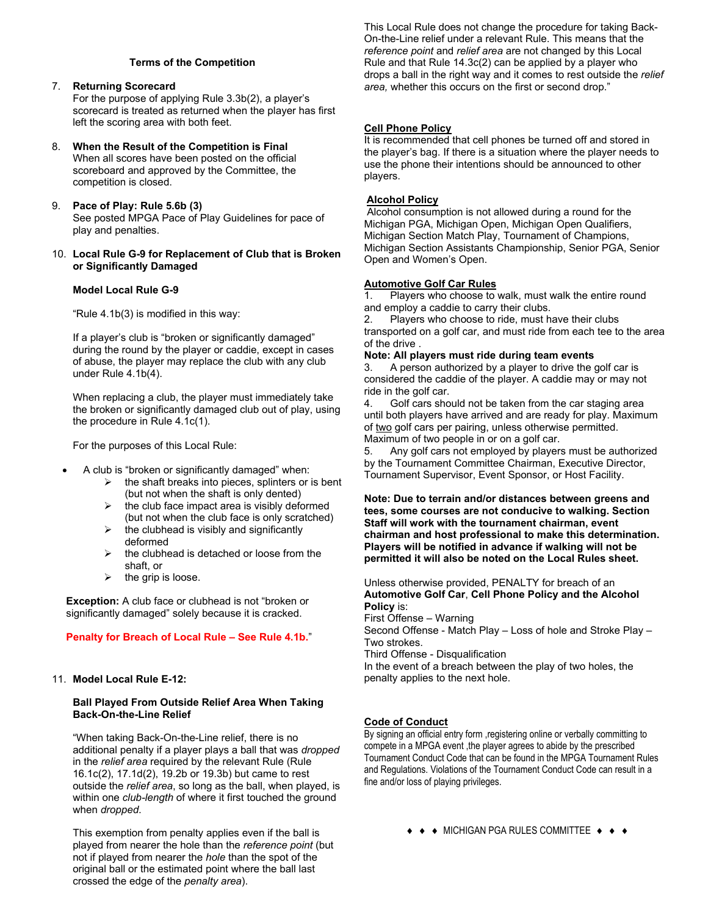### Terms of the Competition

7. **Returning Scorecard**
   For the purpose of applying Rule 3.3b(2), a player's scorecard is treated as returned when the player has first left the scoring area with both feet.

8. **When the Result of the Competition is Final**
   When all scores have been posted on the official scoreboard and approved by the Committee, the competition is closed.

9. **Pace of Play: Rule 5.6b (3)**
   See posted MPGA Pace of Play Guidelines for pace of play and penalties.

10. **Local Rule G-9 for Replacement of Club that is Broken or Significantly Damaged**

    **Model Local Rule G-9**

    "Rule 4.1b(3) is modified in this way:

    If a player's club is "broken or significantly damaged" during the round by the player or caddie, except in cases of abuse, the player may replace the club with any club under Rule 4.1b(4).

    When replacing a club, the player must immediately take the broken or significantly damaged club out of play, using the procedure in Rule 4.1c(1).

    For the purposes of this Local Rule:

    - A club is "broken or significantly damaged" when:
      - the shaft breaks into pieces, splinters or is bent (but not when the shaft is only dented)
      - the club face impact area is visibly deformed (but not when the club face is only scratched)
      - the clubhead is visibly and significantly deformed
      - the clubhead is detached or loose from the shaft, or
      - the grip is loose.

    **Exception:** A club face or clubhead is not "broken or significantly damaged" solely because it is cracked.

    **Penalty for Breach of Local Rule – See Rule 4.1b.**"

11. **Model Local Rule E-12:**

    **Ball Played From Outside Relief Area When Taking Back-On-the-Line Relief**

    "When taking Back-On-the-Line relief, there is no additional penalty if a player plays a ball that was *dropped* in the *relief area* required by the relevant Rule (Rule 16.1c(2), 17.1d(2), 19.2b or 19.3b) but came to rest outside the *relief area*, so long as the ball, when played, is within one *club-length* of where it first touched the ground when *dropped*.

    This exemption from penalty applies even if the ball is played from nearer the hole than the *reference point* (but not if played from nearer the *hole* than the spot of the original ball or the estimated point where the ball last crossed the edge of the *penalty area*).

    This Local Rule does not change the procedure for taking Back-On-the-Line relief under a relevant Rule. This means that the *reference point* and *relief area* are not changed by this Local Rule and that Rule 14.3c(2) can be applied by a player who drops a ball in the right way and it comes to rest outside the *relief area,* whether this occurs on the first or second drop."

**Cell Phone Policy**

It is recommended that cell phones be turned off and stored in the player's bag. If there is a situation where the player needs to use the phone their intentions should be announced to other players.

**Alcohol Policy**

Alcohol consumption is not allowed during a round for the Michigan PGA, Michigan Open, Michigan Open Qualifiers, Michigan Section Match Play, Tournament of Champions, Michigan Section Assistants Championship, Senior PGA, Senior Open and Women's Open.

**Automotive Golf Car Rules**

1. Players who choose to walk, must walk the entire round and employ a caddie to carry their clubs.
2. Players who choose to ride, must have their clubs transported on a golf car, and must ride from each tee to the area of the drive .

**Note: All players must ride during team events**

3. A person authorized by a player to drive the golf car is considered the caddie of the player. A caddie may or may not ride in the golf car.
4. Golf cars should not be taken from the car staging area until both players have arrived and are ready for play. Maximum of two golf cars per pairing, unless otherwise permitted. Maximum of two people in or on a golf car.
5. Any golf cars not employed by players must be authorized by the Tournament Committee Chairman, Executive Director, Tournament Supervisor, Event Sponsor, or Host Facility.

**Note: Due to terrain and/or distances between greens and tees, some courses are not conducive to walking. Section Staff will work with the tournament chairman, event chairman and host professional to make this determination. Players will be notified in advance if walking will not be permitted it will also be noted on the Local Rules sheet.**

Unless otherwise provided, PENALTY for breach of an **Automotive Golf Car**, **Cell Phone Policy and the Alcohol Policy** is:
First Offense – Warning
Second Offense - Match Play – Loss of hole and Stroke Play – Two strokes.
Third Offense - Disqualification
In the event of a breach between the play of two holes, the penalty applies to the next hole.

**Code of Conduct**

By signing an official entry form ,registering online or verbally committing to compete in a MPGA event ,the player agrees to abide by the prescribed Tournament Conduct Code that can be found in the MPGA Tournament Rules and Regulations. Violations of the Tournament Conduct Code can result in a fine and/or loss of playing privileges.

♦ ♦ ♦ MICHIGAN PGA RULES COMMITTEE ♦ ♦ ♦